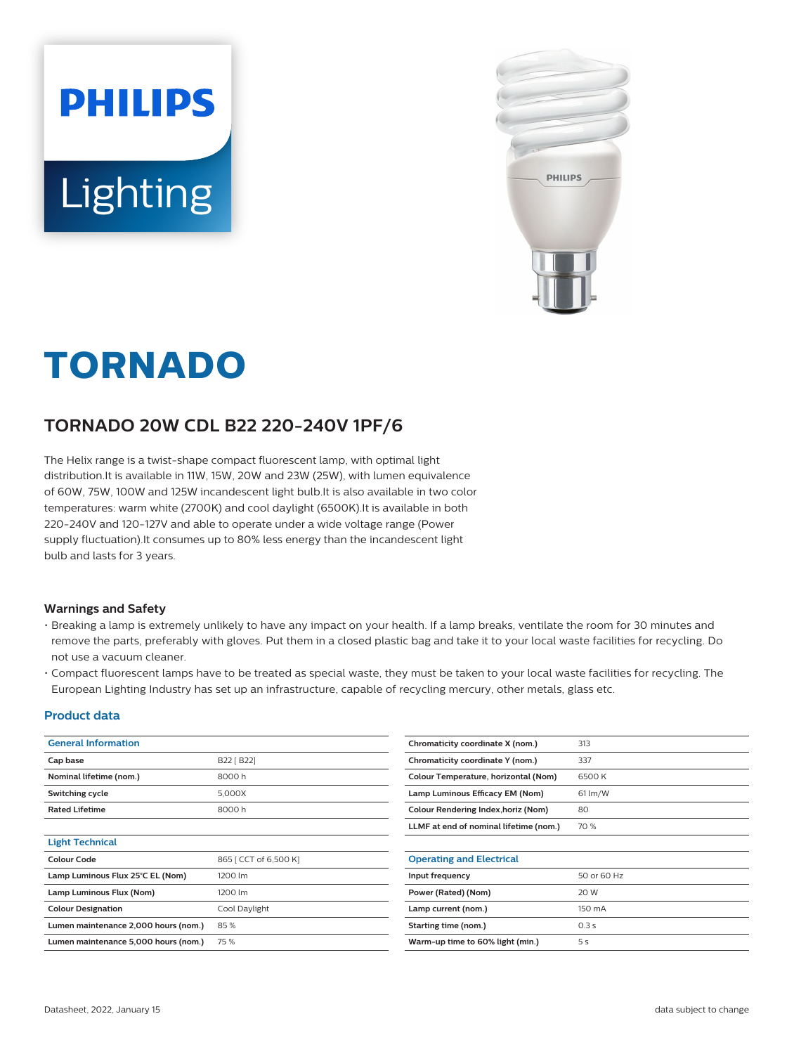# TORNADO

## TORNADO 20W CDL B22 220-240V 1PF/6

The Helix range is a twist-shape compact fluorescent lamp, with optimal light distribution.It is available in 11W, 15W, 20W and 23W (25W), with lumen equivalence of 60W, 75W, 100W and 125W incandescent light bulb.It is also available in two color temperatures: warm white (2700K) and cool daylight (6500K).It is available in both 220-240V and 120-127V and able to operate under a wide voltage range (Power supply fluctuation).It consumes up to 80% less energy than the incandescent light bulb and lasts for 3 years.

### Warnings and Safety

- Breaking a lamp is extremely unlikely to have any impact on your health. If a lamp breaks, ventilate the room for 30 minutes and remove the parts, preferably with gloves. Put them in a closed plastic bag and take it to your local waste facilities for recycling. Do not use a vacuum cleaner.
- Compact fluorescent lamps have to be treated as special waste, they must be taken to your local waste facilities for recycling. The European Lighting Industry has set up an infrastructure, capable of recycling mercury, other metals, glass etc.

### Product data

| General Information | |
|---|---|
| **Cap base** | B22 [ B22] |
| **Nominal lifetime (nom.)** | 8000 h |
| **Switching cycle** | 5,000X |
| **Rated Lifetime** | 8000 h |

| Light Technical | |
|---|---|
| **Colour Code** | 865 [ CCT of 6,500 K] |
| **Lamp Luminous Flux 25°C EL (Nom)** | 1200 lm |
| **Lamp Luminous Flux (Nom)** | 1200 lm |
| **Colour Designation** | Cool Daylight |
| **Lumen maintenance 2,000 hours (nom.)** | 85 % |
| **Lumen maintenance 5,000 hours (nom.)** | 75 % |
| **Chromaticity coordinate X (nom.)** | 313 |
| **Chromaticity coordinate Y (nom.)** | 337 |
| **Colour Temperature, horizontal (Nom)** | 6500 K |
| **Lamp Luminous Efficacy EM (Nom)** | 61 lm/W |
| **Colour Rendering Index,horiz (Nom)** | 80 |
| **LLMF at end of nominal lifetime (nom.)** | 70 % |

| Operating and Electrical | |
|---|---|
| **Input frequency** | 50 or 60 Hz |
| **Power (Rated) (Nom)** | 20 W |
| **Lamp current (nom.)** | 150 mA |
| **Starting time (nom.)** | 0.3 s |
| **Warm-up time to 60% light (min.)** | 5 s |

Datasheet, 2022, January 15 data subject to change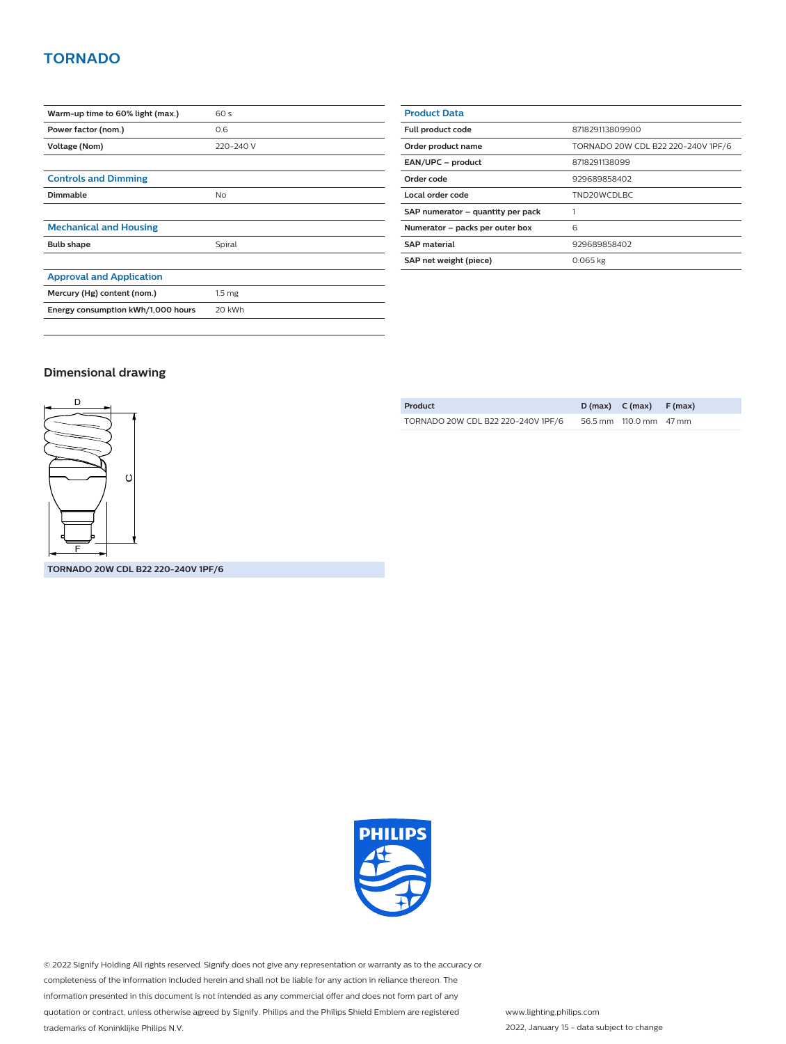## TORNADO

| | |
|---|---|
| **Warm-up time to 60% light (max.)** | 60 s |
| **Power factor (nom.)** | 0.6 |
| **Voltage (Nom)** | 220-240 V |

### Controls and Dimming

| | |
|---|---|
| **Dimmable** | No |

### Mechanical and Housing

| | |
|---|---|
| **Bulb shape** | Spiral |

### Approval and Application

| | |
|---|---|
| **Mercury (Hg) content (nom.)** | 1.5 mg |
| **Energy consumption kWh/1,000 hours** | 20 kWh |

### Product Data

| | |
|---|---|
| **Full product code** | 871829113809900 |
| **Order product name** | TORNADO 20W CDL B22 220-240V 1PF/6 |
| **EAN/UPC – product** | 8718291138099 |
| **Order code** | 929689858402 |
| **Local order code** | TND20WCDLBC |
| **SAP numerator – quantity per pack** | 1 |
| **Numerator – packs per outer box** | 6 |
| **SAP material** | 929689858402 |
| **SAP net weight (piece)** | 0.065 kg |

## Dimensional drawing

D

C

F

TORNADO 20W CDL B22 220-240V 1PF/6

| Product | D (max) | C (max) | F (max) |
|---|---|---|---|
| TORNADO 20W CDL B22 220-240V 1PF/6 | 56.5 mm | 110.0 mm | 47 mm |

PHILIPS

© 2022 Signify Holding All rights reserved. Signify does not give any representation or warranty as to the accuracy or completeness of the information included herein and shall not be liable for any action in reliance thereon. The information presented in this document is not intended as any commercial offer and does not form part of any quotation or contract, unless otherwise agreed by Signify. Philips and the Philips Shield Emblem are registered trademarks of Koninklijke Philips N.V.

www.lighting.philips.com

2022, January 15 - data subject to change